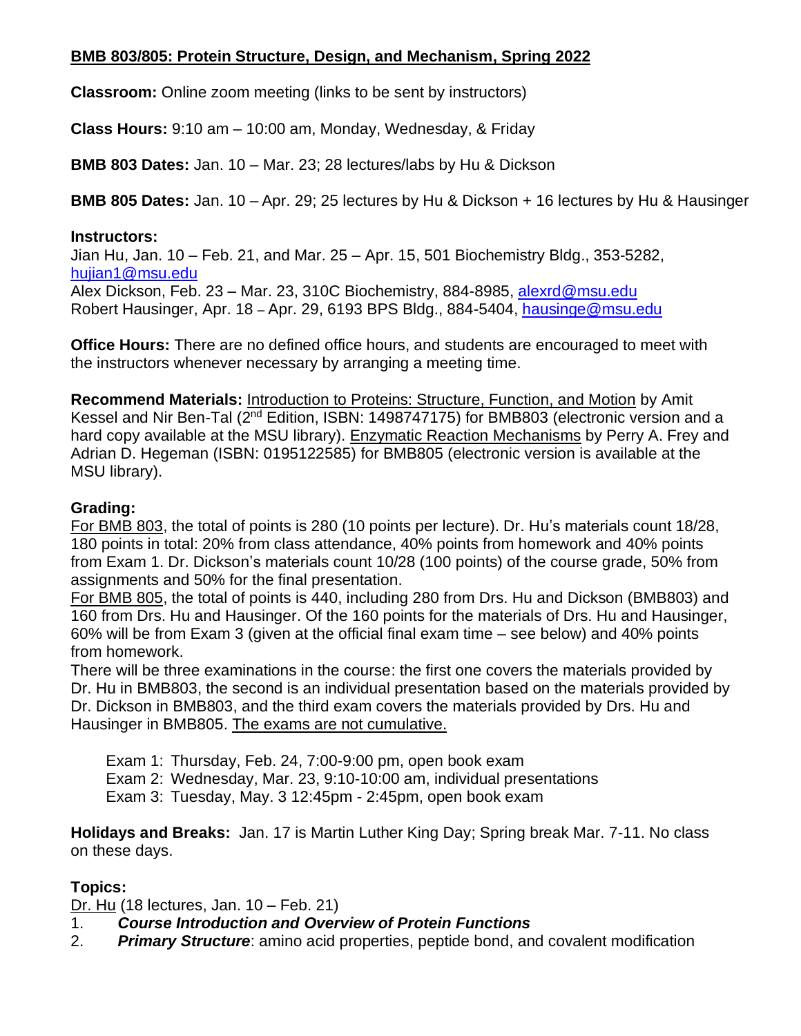**BMB 803/805: Protein Structure, Design, and Mechanism, Spring 2022**

**Classroom:** Online zoom meeting (links to be sent by instructors)

**Class Hours:** 9:10 am – 10:00 am, Monday, Wednesday, & Friday

**BMB 803 Dates:** Jan. 10 – Mar. 23; 28 lectures/labs by Hu & Dickson

**BMB 805 Dates:** Jan. 10 – Apr. 29; 25 lectures by Hu & Dickson + 16 lectures by Hu & Hausinger

**Instructors:**
Jian Hu, Jan. 10 – Feb. 21, and Mar. 25 – Apr. 15, 501 Biochemistry Bldg., 353-5282, hujian1@msu.edu
Alex Dickson, Feb. 23 – Mar. 23, 310C Biochemistry, 884-8985, alexrd@msu.edu
Robert Hausinger, Apr. 18 – Apr. 29, 6193 BPS Bldg., 884-5404, hausinge@msu.edu

**Office Hours:** There are no defined office hours, and students are encouraged to meet with the instructors whenever necessary by arranging a meeting time.

**Recommend Materials:** Introduction to Proteins: Structure, Function, and Motion by Amit Kessel and Nir Ben-Tal (2nd Edition, ISBN: 1498747175) for BMB803 (electronic version and a hard copy available at the MSU library). Enzymatic Reaction Mechanisms by Perry A. Frey and Adrian D. Hegeman (ISBN: 0195122585) for BMB805 (electronic version is available at the MSU library).

**Grading:**
For BMB 803, the total of points is 280 (10 points per lecture). Dr. Hu's materials count 18/28, 180 points in total: 20% from class attendance, 40% points from homework and 40% points from Exam 1. Dr. Dickson's materials count 10/28 (100 points) of the course grade, 50% from assignments and 50% for the final presentation.
For BMB 805, the total of points is 440, including 280 from Drs. Hu and Dickson (BMB803) and 160 from Drs. Hu and Hausinger. Of the 160 points for the materials of Drs. Hu and Hausinger, 60% will be from Exam 3 (given at the official final exam time – see below) and 40% points from homework.
There will be three examinations in the course: the first one covers the materials provided by Dr. Hu in BMB803, the second is an individual presentation based on the materials provided by Dr. Dickson in BMB803, and the third exam covers the materials provided by Drs. Hu and Hausinger in BMB805. The exams are not cumulative.

- Exam 1: Thursday, Feb. 24, 7:00-9:00 pm, open book exam
- Exam 2: Wednesday, Mar. 23, 9:10-10:00 am, individual presentations
- Exam 3: Tuesday, May. 3 12:45pm - 2:45pm, open book exam

**Holidays and Breaks:** Jan. 17 is Martin Luther King Day; Spring break Mar. 7-11. No class on these days.

**Topics:**
Dr. Hu (18 lectures, Jan. 10 – Feb. 21)

1. ***Course Introduction and Overview of Protein Functions***
2. ***Primary Structure***: amino acid properties, peptide bond, and covalent modification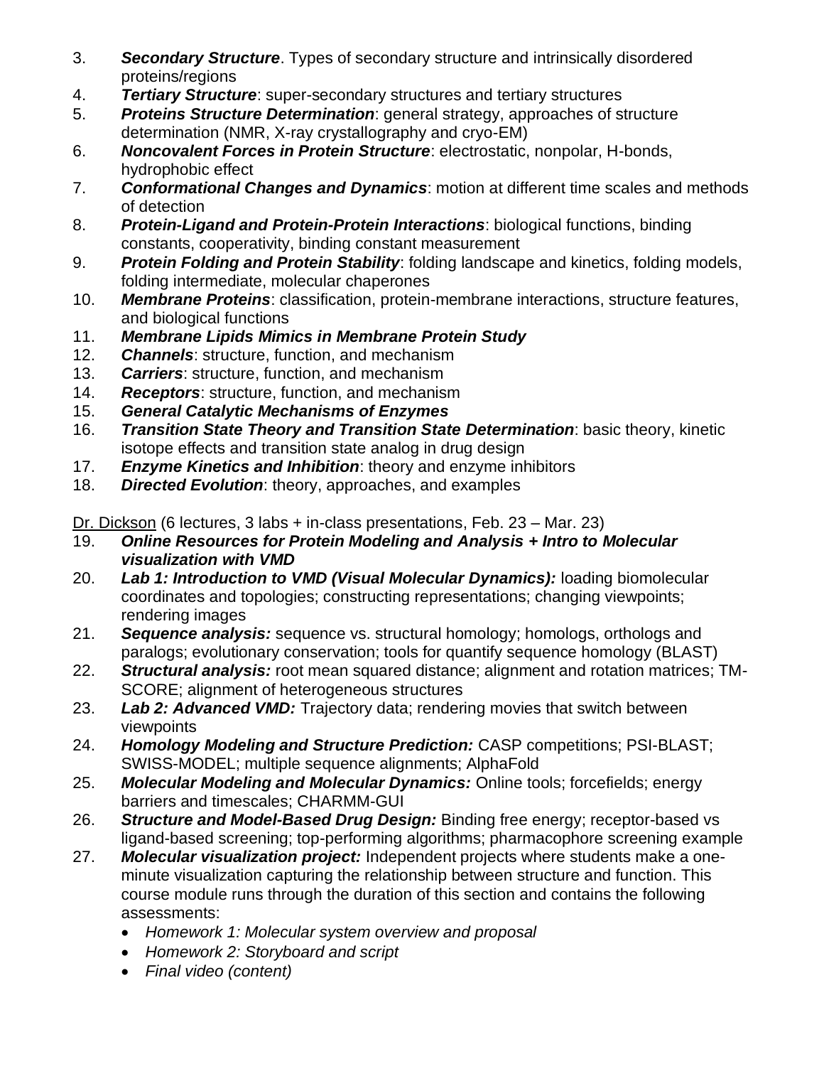3. ***Secondary Structure***. Types of secondary structure and intrinsically disordered proteins/regions
4. ***Tertiary Structure***: super-secondary structures and tertiary structures
5. ***Proteins Structure Determination***: general strategy, approaches of structure determination (NMR, X-ray crystallography and cryo-EM)
6. ***Noncovalent Forces in Protein Structure***: electrostatic, nonpolar, H-bonds, hydrophobic effect
7. ***Conformational Changes and Dynamics***: motion at different time scales and methods of detection
8. ***Protein-Ligand and Protein-Protein Interactions***: biological functions, binding constants, cooperativity, binding constant measurement
9. ***Protein Folding and Protein Stability***: folding landscape and kinetics, folding models, folding intermediate, molecular chaperones
10. ***Membrane Proteins***: classification, protein-membrane interactions, structure features, and biological functions
11. ***Membrane Lipids Mimics in Membrane Protein Study***
12. ***Channels***: structure, function, and mechanism
13. ***Carriers***: structure, function, and mechanism
14. ***Receptors***: structure, function, and mechanism
15. ***General Catalytic Mechanisms of Enzymes***
16. ***Transition State Theory and Transition State Determination***: basic theory, kinetic isotope effects and transition state analog in drug design
17. ***Enzyme Kinetics and Inhibition***: theory and enzyme inhibitors
18. ***Directed Evolution***: theory, approaches, and examples

<u>Dr. Dickson</u> (6 lectures, 3 labs + in-class presentations, Feb. 23 – Mar. 23)

19. ***Online Resources for Protein Modeling and Analysis + Intro to Molecular visualization with VMD***
20. ***Lab 1: Introduction to VMD (Visual Molecular Dynamics):*** loading biomolecular coordinates and topologies; constructing representations; changing viewpoints; rendering images
21. ***Sequence analysis:*** sequence vs. structural homology; homologs, orthologs and paralogs; evolutionary conservation; tools for quantify sequence homology (BLAST)
22. ***Structural analysis:*** root mean squared distance; alignment and rotation matrices; TM-SCORE; alignment of heterogeneous structures
23. ***Lab 2: Advanced VMD:*** Trajectory data; rendering movies that switch between viewpoints
24. ***Homology Modeling and Structure Prediction:*** CASP competitions; PSI-BLAST; SWISS-MODEL; multiple sequence alignments; AlphaFold
25. ***Molecular Modeling and Molecular Dynamics:*** Online tools; forcefields; energy barriers and timescales; CHARMM-GUI
26. ***Structure and Model-Based Drug Design:*** Binding free energy; receptor-based vs ligand-based screening; top-performing algorithms; pharmacophore screening example
27. ***Molecular visualization project:*** Independent projects where students make a one-minute visualization capturing the relationship between structure and function. This course module runs through the duration of this section and contains the following assessments:
    - *Homework 1: Molecular system overview and proposal*
    - *Homework 2: Storyboard and script*
    - *Final video (content)*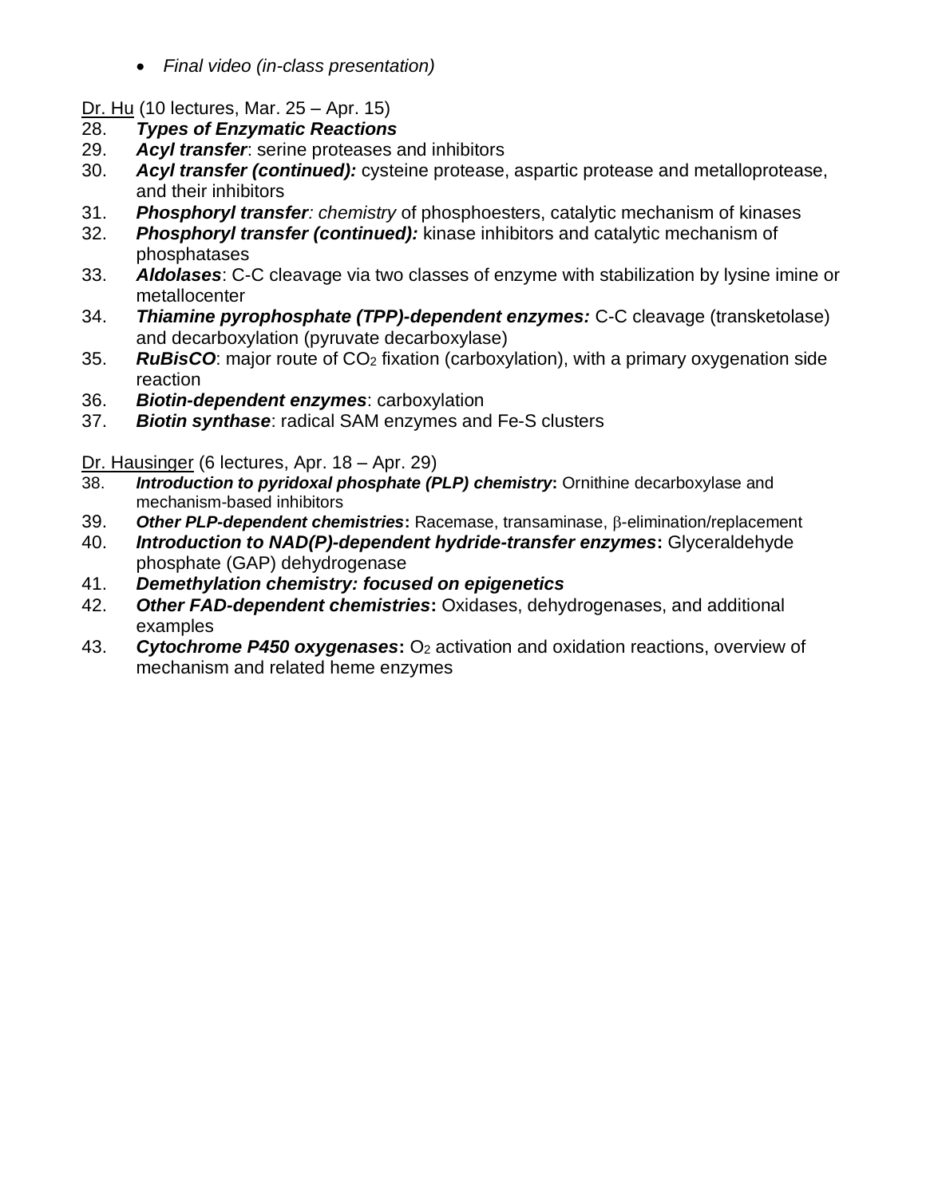- *Final video (in-class presentation)*

Dr. Hu (10 lectures, Mar. 25 – Apr. 15)

28. ***Types of Enzymatic Reactions***
29. ***Acyl transfer***: serine proteases and inhibitors
30. ***Acyl transfer (continued):*** cysteine protease, aspartic protease and metalloprotease, and their inhibitors
31. ***Phosphoryl transfer****: chemistry* of phosphoesters, catalytic mechanism of kinases
32. ***Phosphoryl transfer (continued):*** kinase inhibitors and catalytic mechanism of phosphatases
33. ***Aldolases***: C-C cleavage via two classes of enzyme with stabilization by lysine imine or metallocenter
34. ***Thiamine pyrophosphate (TPP)-dependent enzymes:*** C-C cleavage (transketolase) and decarboxylation (pyruvate decarboxylase)
35. ***RuBisCO***: major route of $CO_2$ fixation (carboxylation), with a primary oxygenation side reaction
36. ***Biotin-dependent enzymes***: carboxylation
37. ***Biotin synthase***: radical SAM enzymes and Fe-S clusters

Dr. Hausinger (6 lectures, Apr. 18 – Apr. 29)

38. ***Introduction to pyridoxal phosphate (PLP) chemistry*****:** Ornithine decarboxylase and mechanism-based inhibitors
39. ***Other PLP-dependent chemistries*****:** Racemase, transaminase, $\beta$-elimination/replacement
40. ***Introduction to NAD(P)-dependent hydride-transfer enzymes*****:** Glyceraldehyde phosphate (GAP) dehydrogenase
41. ***Demethylation chemistry: focused on epigenetics***
42. ***Other FAD-dependent chemistries*****:** Oxidases, dehydrogenases, and additional examples
43. ***Cytochrome P450 oxygenases*****:** $O_2$ activation and oxidation reactions, overview of mechanism and related heme enzymes